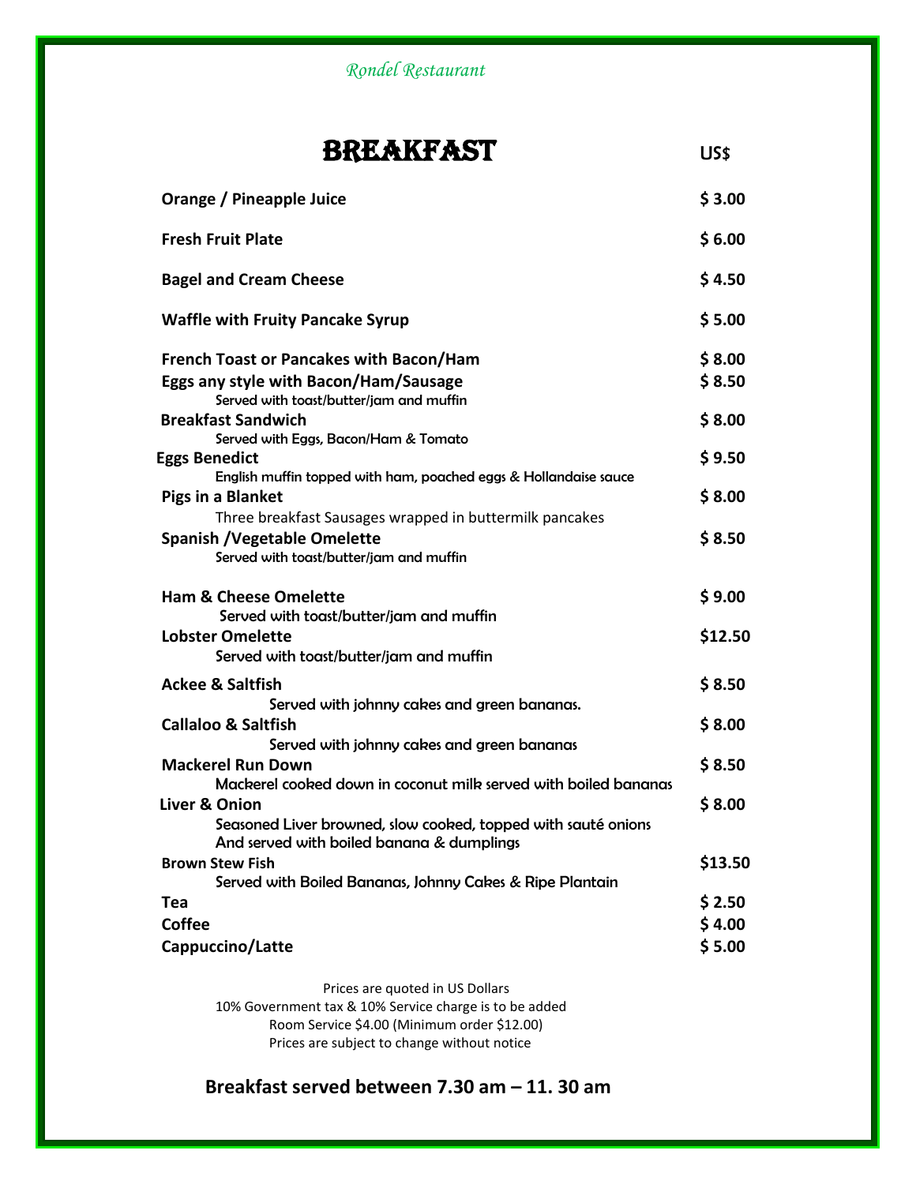*Rondel Restaurant*

# BREAKFAST

| Item | US$ |
|---|---|
| **Orange / Pineapple Juice** | **$ 3.00** |
| **Fresh Fruit Plate** | **$ 6.00** |
| **Bagel and Cream Cheese** | **$ 4.50** |
| **Waffle with Fruity Pancake Syrup** | **$ 5.00** |
| **French Toast or Pancakes with Bacon/Ham** | **$ 8.00** |
| **Eggs any style with Bacon/Ham/Sausage**<br>Served with toast/butter/jam and muffin | **$ 8.50** |
| **Breakfast Sandwich**<br>Served with Eggs, Bacon/Ham & Tomato | **$ 8.00** |
| **Eggs Benedict**<br>English muffin topped with ham, poached eggs & Hollandaise sauce | **$ 9.50** |
| **Pigs in a Blanket**<br>Three breakfast Sausages wrapped in buttermilk pancakes | **$ 8.00** |
| **Spanish /Vegetable Omelette**<br>Served with toast/butter/jam and muffin | **$ 8.50** |
| **Ham & Cheese Omelette**<br>Served with toast/butter/jam and muffin | **$ 9.00** |
| **Lobster Omelette**<br>Served with toast/butter/jam and muffin | **$12.50** |
| **Ackee & Saltfish**<br>Served with johnny cakes and green bananas. | **$ 8.50** |
| **Callaloo & Saltfish**<br>Served with johnny cakes and green bananas | **$ 8.00** |
| **Mackerel Run Down**<br>Mackerel cooked down in coconut milk served with boiled bananas | **$ 8.50** |
| **Liver & Onion**<br>Seasoned Liver browned, slow cooked, topped with sauté onions And served with boiled banana & dumplings | **$ 8.00** |
| **Brown Stew Fish**<br>Served with Boiled Bananas, Johnny Cakes & Ripe Plantain | **$13.50** |
| **Tea** | **$ 2.50** |
| **Coffee** | **$ 4.00** |
| **Cappuccino/Latte** | **$ 5.00** |

Prices are quoted in US Dollars
10% Government tax & 10% Service charge is to be added
Room Service $4.00 (Minimum order $12.00)
Prices are subject to change without notice

**Breakfast served between 7.30 am – 11. 30 am**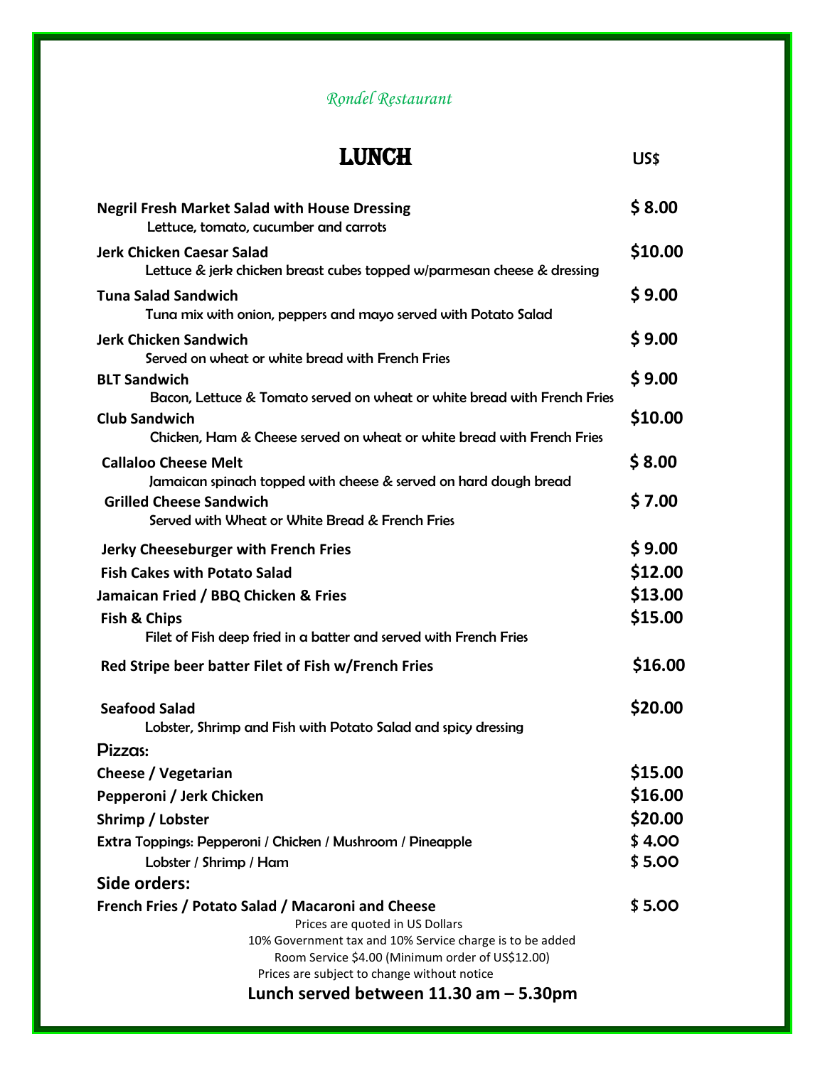*Rondel Restaurant*

# LUNCH

US$

| | |
|---|---|
| **Negril Fresh Market Salad with House Dressing**<br>Lettuce, tomato, cucumber and carrots | **$ 8.00** |
| **Jerk Chicken Caesar Salad**<br>Lettuce & jerk chicken breast cubes topped w/parmesan cheese & dressing | **$10.00** |
| **Tuna Salad Sandwich**<br>Tuna mix with onion, peppers and mayo served with Potato Salad | **$ 9.00** |
| **Jerk Chicken Sandwich**<br>Served on wheat or white bread with French Fries | **$ 9.00** |
| **BLT Sandwich**<br>Bacon, Lettuce & Tomato served on wheat or white bread with French Fries | **$ 9.00** |
| **Club Sandwich**<br>Chicken, Ham & Cheese served on wheat or white bread with French Fries | **$10.00** |
| **Callaloo Cheese Melt**<br>Jamaican spinach topped with cheese & served on hard dough bread | **$ 8.00** |
| **Grilled Cheese Sandwich**<br>Served with Wheat or White Bread & French Fries | **$ 7.00** |
| **Jerky Cheeseburger with French Fries** | **$ 9.00** |
| **Fish Cakes with Potato Salad** | **$12.00** |
| **Jamaican Fried / BBQ Chicken & Fries** | **$13.00** |
| **Fish & Chips**<br>Filet of Fish deep fried in a batter and served with French Fries | **$15.00** |
| **Red Stripe beer batter Filet of Fish w/French Fries** | **$16.00** |
| **Seafood Salad**<br>Lobster, Shrimp and Fish with Potato Salad and spicy dressing | **$20.00** |

## Pizzas:

| | |
|---|---|
| **Cheese / Vegetarian** | **$15.00** |
| **Pepperoni / Jerk Chicken** | **$16.00** |
| **Shrimp / Lobster** | **$20.00** |
| **Extra Toppings:** Pepperoni / Chicken / Mushroom / Pineapple | **$ 4.00** |
| Lobster / Shrimp / Ham | **$ 5.00** |

## Side orders:

| | |
|---|---|
| **French Fries / Potato Salad / Macaroni and Cheese** | **$ 5.00** |

Prices are quoted in US Dollars
10% Government tax and 10% Service charge is to be added
Room Service $4.00 (Minimum order of US$12.00)
Prices are subject to change without notice

**Lunch served between 11.30 am – 5.30pm**